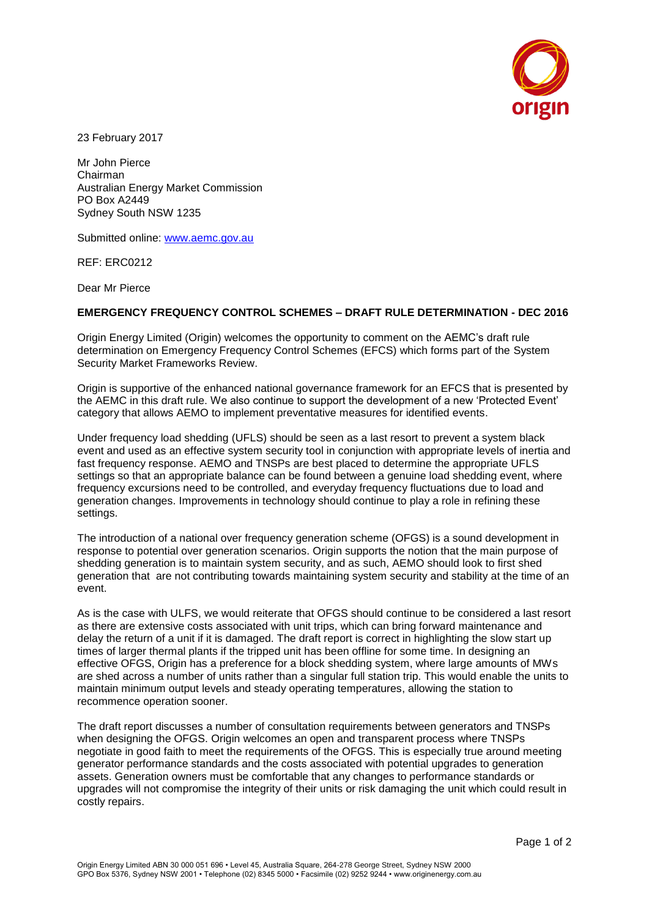23 February 2017

Mr John Pierce
Chairman
Australian Energy Market Commission
PO Box A2449
Sydney South NSW 1235

Submitted online: www.aemc.gov.au

REF: ERC0212

Dear Mr Pierce

**EMERGENCY FREQUENCY CONTROL SCHEMES – DRAFT RULE DETERMINATION - DEC 2016**

Origin Energy Limited (Origin) welcomes the opportunity to comment on the AEMC's draft rule determination on Emergency Frequency Control Schemes (EFCS) which forms part of the System Security Market Frameworks Review.

Origin is supportive of the enhanced national governance framework for an EFCS that is presented by the AEMC in this draft rule. We also continue to support the development of a new 'Protected Event' category that allows AEMO to implement preventative measures for identified events.

Under frequency load shedding (UFLS) should be seen as a last resort to prevent a system black event and used as an effective system security tool in conjunction with appropriate levels of inertia and fast frequency response. AEMO and TNSPs are best placed to determine the appropriate UFLS settings so that an appropriate balance can be found between a genuine load shedding event, where frequency excursions need to be controlled, and everyday frequency fluctuations due to load and generation changes. Improvements in technology should continue to play a role in refining these settings.

The introduction of a national over frequency generation scheme (OFGS) is a sound development in response to potential over generation scenarios. Origin supports the notion that the main purpose of shedding generation is to maintain system security, and as such, AEMO should look to first shed generation that are not contributing towards maintaining system security and stability at the time of an event.

As is the case with ULFS, we would reiterate that OFGS should continue to be considered a last resort as there are extensive costs associated with unit trips, which can bring forward maintenance and delay the return of a unit if it is damaged. The draft report is correct in highlighting the slow start up times of larger thermal plants if the tripped unit has been offline for some time. In designing an effective OFGS, Origin has a preference for a block shedding system, where large amounts of MWs are shed across a number of units rather than a singular full station trip. This would enable the units to maintain minimum output levels and steady operating temperatures, allowing the station to recommence operation sooner.

The draft report discusses a number of consultation requirements between generators and TNSPs when designing the OFGS. Origin welcomes an open and transparent process where TNSPs negotiate in good faith to meet the requirements of the OFGS. This is especially true around meeting generator performance standards and the costs associated with potential upgrades to generation assets. Generation owners must be comfortable that any changes to performance standards or upgrades will not compromise the integrity of their units or risk damaging the unit which could result in costly repairs.

Origin Energy Limited ABN 30 000 051 696 • Level 45, Australia Square, 264-278 George Street, Sydney NSW 2000
GPO Box 5376, Sydney NSW 2001 • Telephone (02) 8345 5000 • Facsimile (02) 9252 9244 • www.originenergy.com.au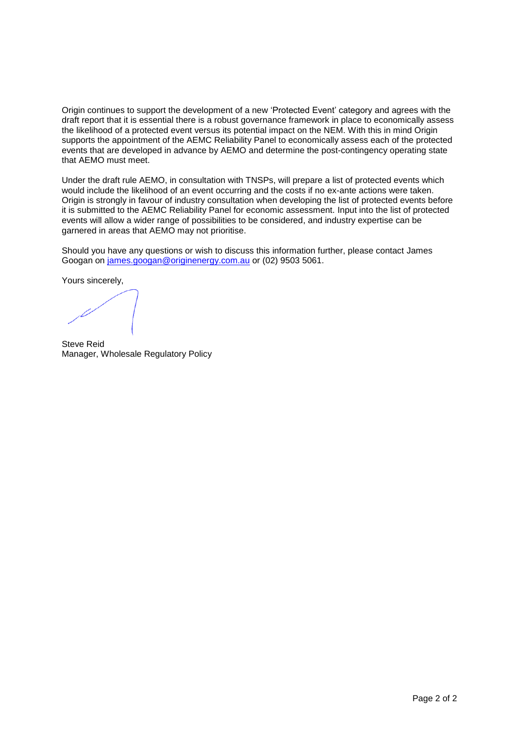Origin continues to support the development of a new 'Protected Event' category and agrees with the draft report that it is essential there is a robust governance framework in place to economically assess the likelihood of a protected event versus its potential impact on the NEM. With this in mind Origin supports the appointment of the AEMC Reliability Panel to economically assess each of the protected events that are developed in advance by AEMO and determine the post-contingency operating state that AEMO must meet.

Under the draft rule AEMO, in consultation with TNSPs, will prepare a list of protected events which would include the likelihood of an event occurring and the costs if no ex-ante actions were taken. Origin is strongly in favour of industry consultation when developing the list of protected events before it is submitted to the AEMC Reliability Panel for economic assessment. Input into the list of protected events will allow a wider range of possibilities to be considered, and industry expertise can be garnered in areas that AEMO may not prioritise.

Should you have any questions or wish to discuss this information further, please contact James Googan on james.googan@originenergy.com.au or (02) 9503 5061.

Yours sincerely,

Steve Reid
Manager, Wholesale Regulatory Policy